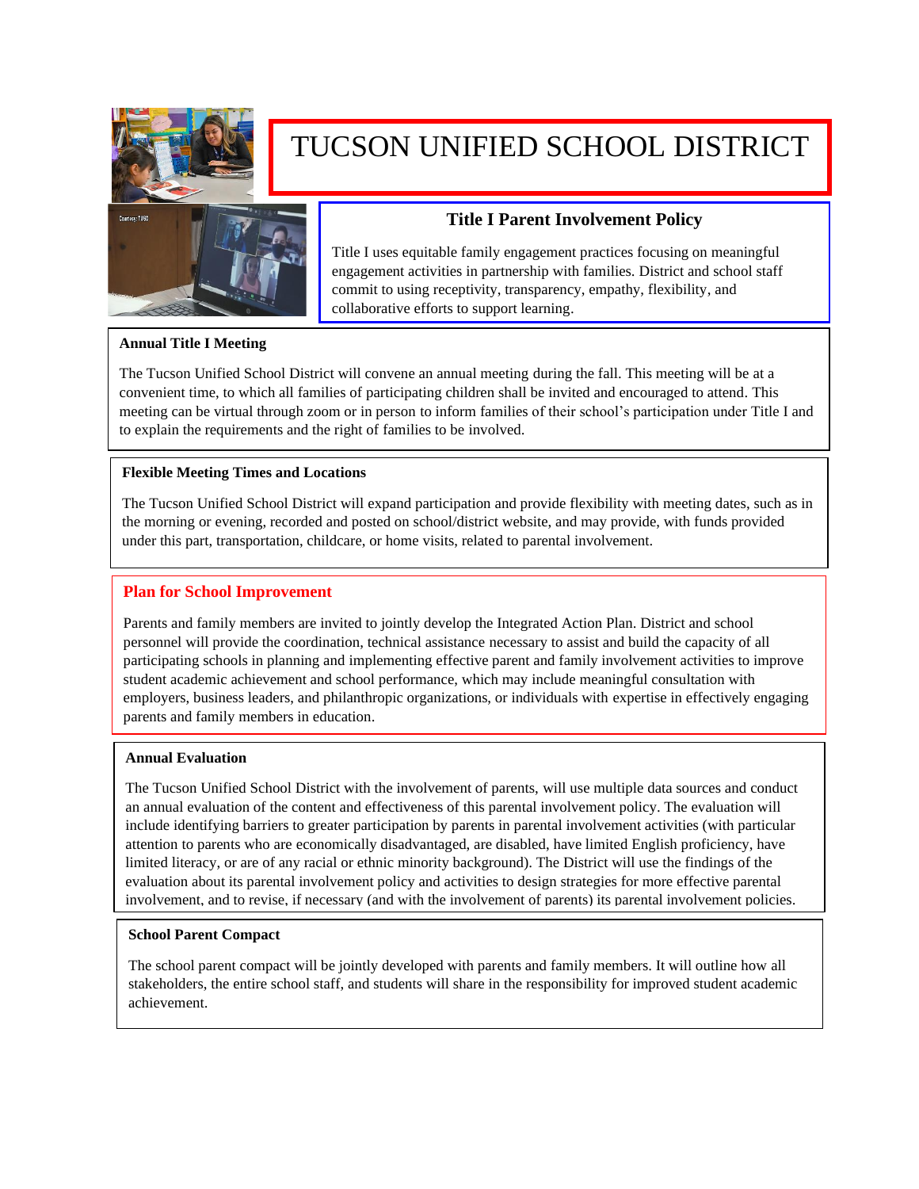# TUCSON UNIFIED SCHOOL DISTRICT

## Title I Parent Involvement Policy

Title I uses equitable family engagement practices focusing on meaningful engagement activities in partnership with families. District and school staff commit to using receptivity, transparency, empathy, flexibility, and collaborative efforts to support learning.

### Annual Title I Meeting

The Tucson Unified School District will convene an annual meeting during the fall. This meeting will be at a convenient time, to which all families of participating children shall be invited and encouraged to attend. This meeting can be virtual through zoom or in person to inform families of their school's participation under Title I and to explain the requirements and the right of families to be involved.

### Flexible Meeting Times and Locations

The Tucson Unified School District will expand participation and provide flexibility with meeting dates, such as in the morning or evening, recorded and posted on school/district website, and may provide, with funds provided under this part, transportation, childcare, or home visits, related to parental involvement.

### Plan for School Improvement

Parents and family members are invited to jointly develop the Integrated Action Plan. District and school personnel will provide the coordination, technical assistance necessary to assist and build the capacity of all participating schools in planning and implementing effective parent and family involvement activities to improve student academic achievement and school performance, which may include meaningful consultation with employers, business leaders, and philanthropic organizations, or individuals with expertise in effectively engaging parents and family members in education.

### Annual Evaluation

The Tucson Unified School District with the involvement of parents, will use multiple data sources and conduct an annual evaluation of the content and effectiveness of this parental involvement policy. The evaluation will include identifying barriers to greater participation by parents in parental involvement activities (with particular attention to parents who are economically disadvantaged, are disabled, have limited English proficiency, have limited literacy, or are of any racial or ethnic minority background). The District will use the findings of the evaluation about its parental involvement policy and activities to design strategies for more effective parental involvement, and to revise, if necessary (and with the involvement of parents) its parental involvement policies.

### School Parent Compact

The school parent compact will be jointly developed with parents and family members. It will outline how all stakeholders, the entire school staff, and students will share in the responsibility for improved student academic achievement.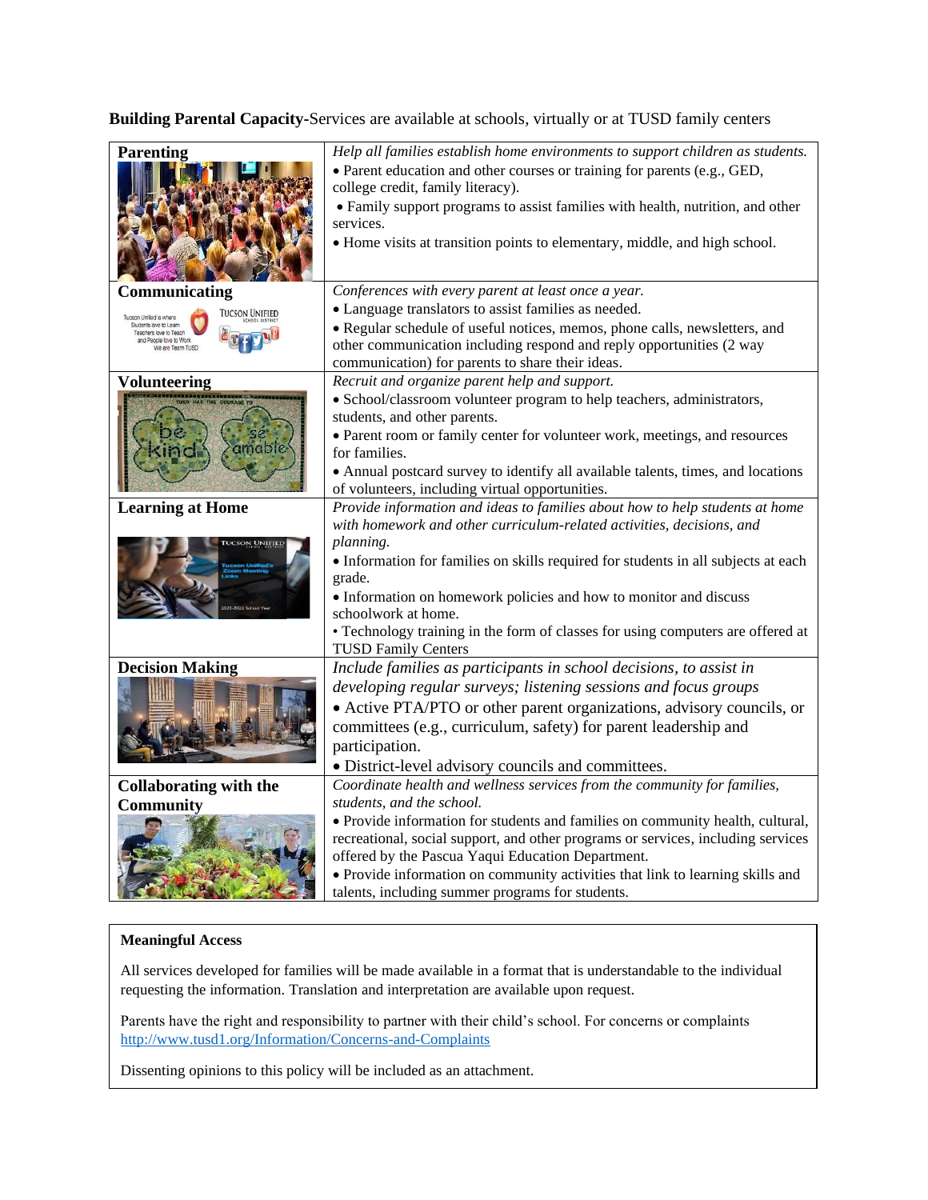**Building Parental Capacity-**Services are available at schools, virtually or at TUSD family centers

| | |
|---|---|
| **Parenting** | *Help all families establish home environments to support children as students.*<br>• Parent education and other courses or training for parents (e.g., GED, college credit, family literacy).<br>• Family support programs to assist families with health, nutrition, and other services.<br>• Home visits at transition points to elementary, middle, and high school. |
| **Communicating** | *Conferences with every parent at least once a year.*<br>• Language translators to assist families as needed.<br>• Regular schedule of useful notices, memos, phone calls, newsletters, and other communication including respond and reply opportunities (2 way communication) for parents to share their ideas. |
| **Volunteering** | *Recruit and organize parent help and support.*<br>• School/classroom volunteer program to help teachers, administrators, students, and other parents.<br>• Parent room or family center for volunteer work, meetings, and resources for families.<br>• Annual postcard survey to identify all available talents, times, and locations of volunteers, including virtual opportunities. |
| **Learning at Home** | *Provide information and ideas to families about how to help students at home with homework and other curriculum-related activities, decisions, and planning.*<br>• Information for families on skills required for students in all subjects at each grade.<br>• Information on homework policies and how to monitor and discuss schoolwork at home.<br>• Technology training in the form of classes for using computers are offered at TUSD Family Centers |
| **Decision Making** | *Include families as participants in school decisions, to assist in developing regular surveys; listening sessions and focus groups*<br>• Active PTA/PTO or other parent organizations, advisory councils, or committees (e.g., curriculum, safety) for parent leadership and participation.<br>• District-level advisory councils and committees. |
| **Collaborating with the Community** | *Coordinate health and wellness services from the community for families, students, and the school.*<br>• Provide information for students and families on community health, cultural, recreational, social support, and other programs or services, including services offered by the Pascua Yaqui Education Department.<br>• Provide information on community activities that link to learning skills and talents, including summer programs for students. |

**Meaningful Access**

All services developed for families will be made available in a format that is understandable to the individual requesting the information. Translation and interpretation are available upon request.

Parents have the right and responsibility to partner with their child's school. For concerns or complaints http://www.tusd1.org/Information/Concerns-and-Complaints

Dissenting opinions to this policy will be included as an attachment.